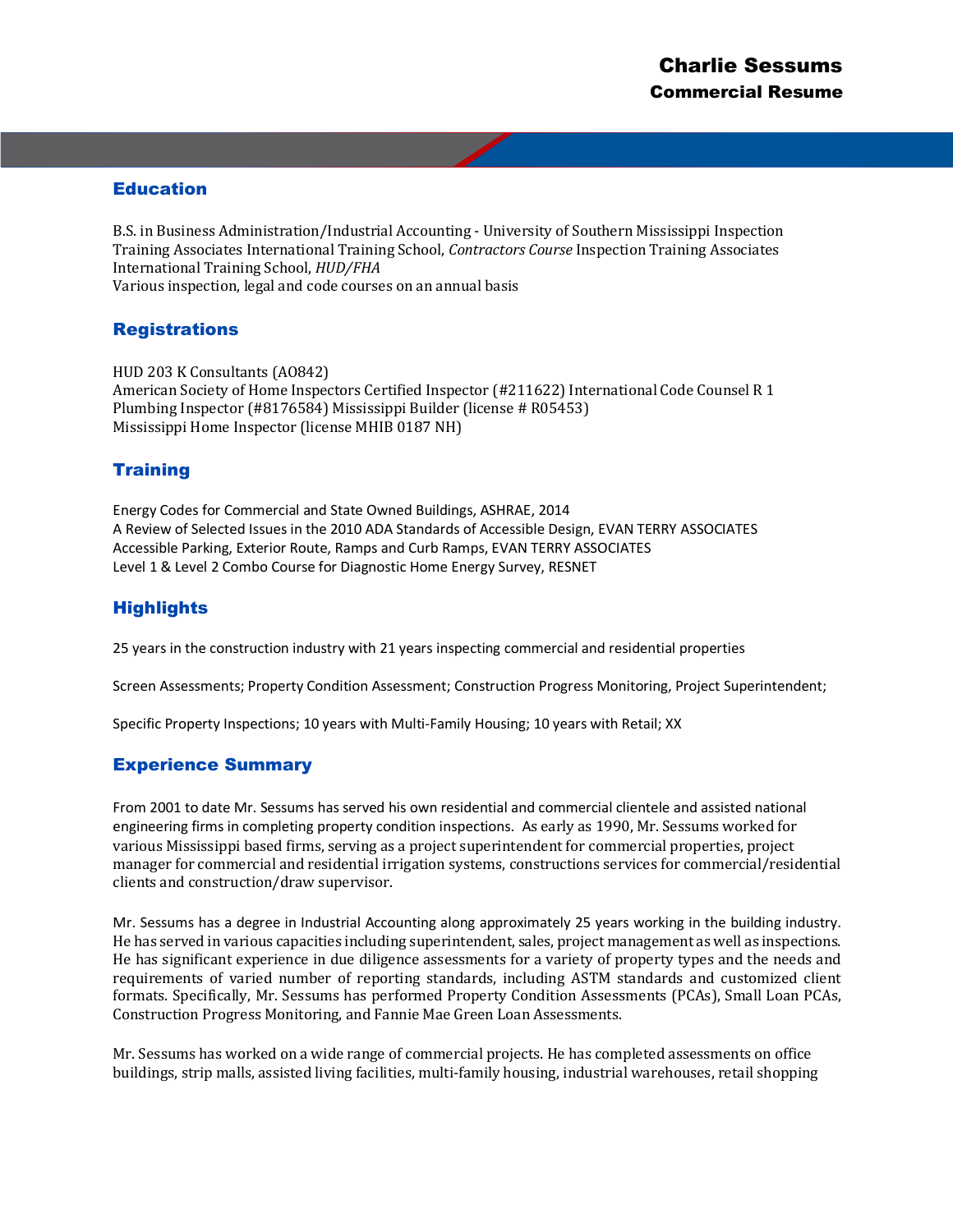# Charlie Sessums

## Commercial Resume

## Education

B.S. in Business Administration/Industrial Accounting - University of Southern Mississippi Inspection Training Associates International Training School, *Contractors Course* Inspection Training Associates International Training School, *HUD/FHA*
Various inspection, legal and code courses on an annual basis

## Registrations

HUD 203 K Consultants (AO842)
American Society of Home Inspectors Certified Inspector (#211622) International Code Counsel R 1 Plumbing Inspector (#8176584) Mississippi Builder (license # R05453)
Mississippi Home Inspector (license MHIB 0187 NH)

## Training

Energy Codes for Commercial and State Owned Buildings, ASHRAE, 2014
A Review of Selected Issues in the 2010 ADA Standards of Accessible Design, EVAN TERRY ASSOCIATES
Accessible Parking, Exterior Route, Ramps and Curb Ramps, EVAN TERRY ASSOCIATES
Level 1 & Level 2 Combo Course for Diagnostic Home Energy Survey, RESNET

## Highlights

25 years in the construction industry with 21 years inspecting commercial and residential properties

Screen Assessments; Property Condition Assessment; Construction Progress Monitoring, Project Superintendent;

Specific Property Inspections; 10 years with Multi-Family Housing; 10 years with Retail; XX

## Experience Summary

From 2001 to date Mr. Sessums has served his own residential and commercial clientele and assisted national engineering firms in completing property condition inspections. As early as 1990, Mr. Sessums worked for various Mississippi based firms, serving as a project superintendent for commercial properties, project manager for commercial and residential irrigation systems, constructions services for commercial/residential clients and construction/draw supervisor.

Mr. Sessums has a degree in Industrial Accounting along approximately 25 years working in the building industry. He has served in various capacities including superintendent, sales, project management as well as inspections. He has significant experience in due diligence assessments for a variety of property types and the needs and requirements of varied number of reporting standards, including ASTM standards and customized client formats. Specifically, Mr. Sessums has performed Property Condition Assessments (PCAs), Small Loan PCAs, Construction Progress Monitoring, and Fannie Mae Green Loan Assessments.

Mr. Sessums has worked on a wide range of commercial projects. He has completed assessments on office buildings, strip malls, assisted living facilities, multi-family housing, industrial warehouses, retail shopping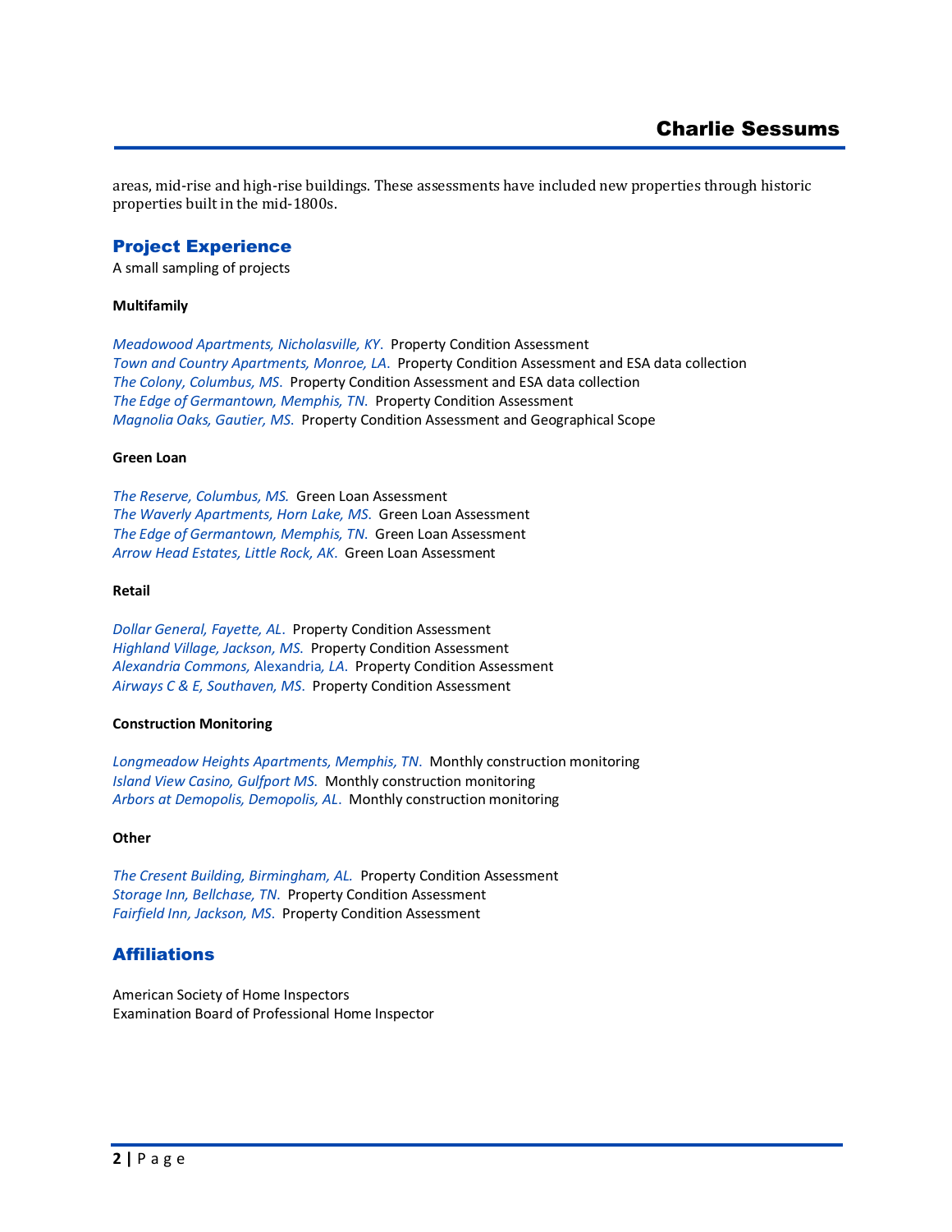areas, mid-rise and high-rise buildings. These assessments have included new properties through historic properties built in the mid-1800s.

## Project Experience

A small sampling of projects

**Multifamily**

*Meadowood Apartments, Nicholasville, KY.* Property Condition Assessment
*Town and Country Apartments, Monroe, LA.* Property Condition Assessment and ESA data collection
*The Colony, Columbus, MS.* Property Condition Assessment and ESA data collection
*The Edge of Germantown, Memphis, TN.* Property Condition Assessment
*Magnolia Oaks, Gautier, MS.* Property Condition Assessment and Geographical Scope

**Green Loan**

*The Reserve, Columbus, MS.* Green Loan Assessment
*The Waverly Apartments, Horn Lake, MS.* Green Loan Assessment
*The Edge of Germantown, Memphis, TN.* Green Loan Assessment
*Arrow Head Estates, Little Rock, AK.* Green Loan Assessment

**Retail**

*Dollar General, Fayette, AL.* Property Condition Assessment
*Highland Village, Jackson, MS.* Property Condition Assessment
*Alexandria Commons,* Alexandria, *LA.* Property Condition Assessment
*Airways C & E, Southaven, MS.* Property Condition Assessment

**Construction Monitoring**

*Longmeadow Heights Apartments, Memphis, TN.* Monthly construction monitoring
*Island View Casino, Gulfport MS.* Monthly construction monitoring
*Arbors at Demopolis, Demopolis, AL.* Monthly construction monitoring

**Other**

*The Cresent Building, Birmingham, AL.* Property Condition Assessment
*Storage Inn, Bellchase, TN.* Property Condition Assessment
*Fairfield Inn, Jackson, MS.* Property Condition Assessment

## Affiliations

American Society of Home Inspectors
Examination Board of Professional Home Inspector